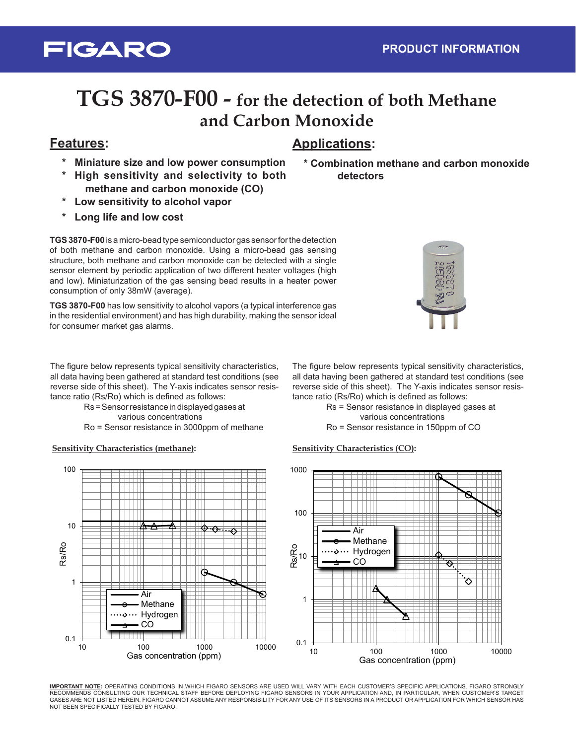# TGS 3870-F00 - for the detection of both Methane and Carbon Monoxide

## Features:

- Miniature size and low power consumption
- High sensitivity and selectivity to both methane and carbon monoxide (CO)
- Low sensitivity to alcohol vapor
- Long life and low cost

## Applications:

- Combination methane and carbon monoxide detectors

**TGS 3870-F00** is a micro-bead type semiconductor gas sensor for the detection of both methane and carbon monoxide. Using a micro-bead gas sensing structure, both methane and carbon monoxide can be detected with a single sensor element by periodic application of two different heater voltages (high and low). Miniaturization of the gas sensing bead results in a heater power consumption of only 38mW (average).

**TGS 3870-F00** has low sensitivity to alcohol vapors (a typical interference gas in the residential environment) and has high durability, making the sensor ideal for consumer market gas alarms.

The figure below represents typical sensitivity characteristics, all data having been gathered at standard test conditions (see reverse side of this sheet). The Y-axis indicates sensor resistance ratio (Rs/Ro) which is defined as follows:

Rs = Sensor resistance in displayed gases at various concentrations
Ro = Sensor resistance in 3000ppm of methane

**Sensitivity Characteristics (methane):**

The figure below represents typical sensitivity characteristics, all data having been gathered at standard test conditions (see reverse side of this sheet). The Y-axis indicates sensor resistance ratio (Rs/Ro) which is defined as follows:

Rs = Sensor resistance in displayed gases at various concentrations
Ro = Sensor resistance in 150ppm of CO

**Sensitivity Characteristics (CO):**

**IMPORTANT NOTE:** OPERATING CONDITIONS IN WHICH FIGARO SENSORS ARE USED WILL VARY WITH EACH CUSTOMER'S SPECIFIC APPLICATIONS. FIGARO STRONGLY RECOMMENDS CONSULTING OUR TECHNICAL STAFF BEFORE DEPLOYING FIGARO SENSORS IN YOUR APPLICATION AND, IN PARTICULAR, WHEN CUSTOMER'S TARGET GASES ARE NOT LISTED HEREIN. FIGARO CANNOT ASSUME ANY RESPONSIBILITY FOR ANY USE OF ITS SENSORS IN A PRODUCT OR APPLICATION FOR WHICH SENSOR HAS NOT BEEN SPECIFICALLY TESTED BY FIGARO.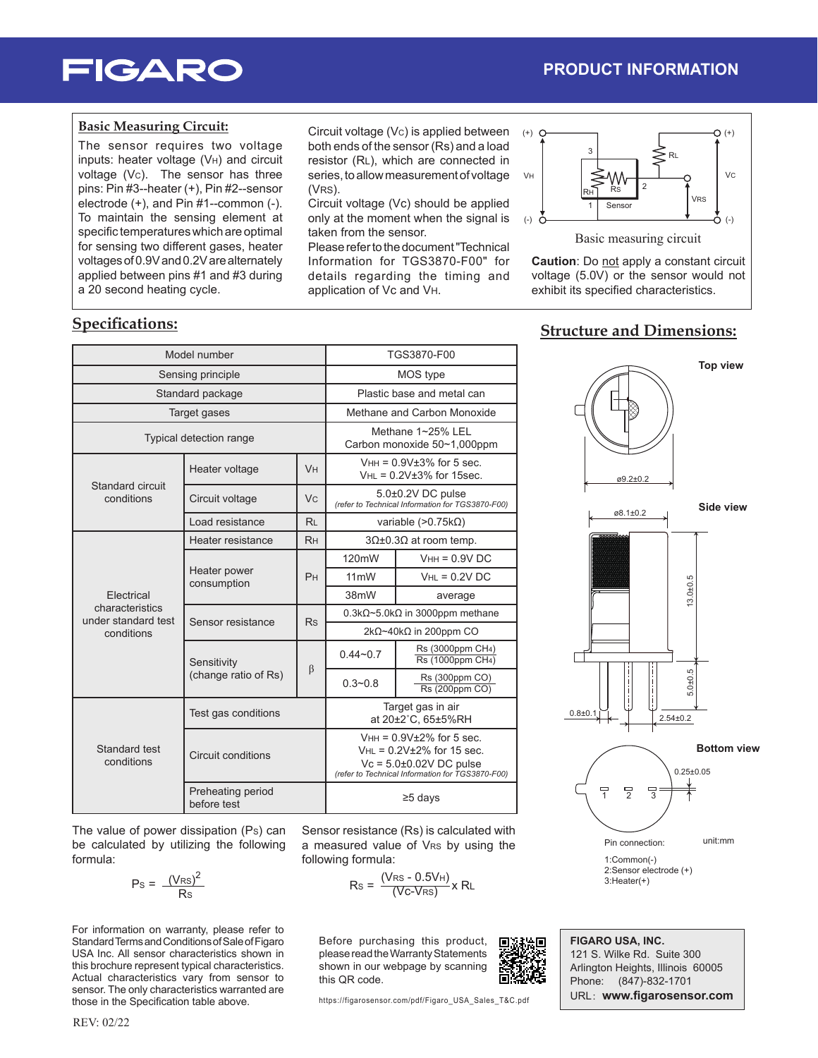# FIGARO

## PRODUCT INFORMATION

### Basic Measuring Circuit:

The sensor requires two voltage inputs: heater voltage ($V_H$) and circuit voltage ($V_C$). The sensor has three pins: Pin #3--heater (+), Pin #2--sensor electrode (+), and Pin #1--common (-). To maintain the sensing element at specific temperatures which are optimal for sensing two different gases, heater voltages of 0.9V and 0.2V are alternately applied between pins #1 and #3 during a 20 second heating cycle.

Circuit voltage ($V_C$) is applied between both ends of the sensor (Rs) and a load resistor ($R_L$), which are connected in series, to allow measurement of voltage ($V_{RS}$).
Circuit voltage (Vc) should be applied only at the moment when the signal is taken from the sensor.
Please refer to the document "Technical Information for TGS3870-F00" for details regarding the timing and application of Vc and $V_H$.

(+) (+)
3
RL
VH
RH
RS
2
VC
VRS
1
Sensor
(-) (-)

Basic measuring circuit

**Caution**: Do not apply a constant circuit voltage (5.0V) or the sensor would not exhibit its specified characteristics.

## Specifications:

| | | | | |
|---|---|---|---|---|
| Model number | | | TGS3870-F00 | |
| Sensing principle | | | MOS type | |
| Standard package | | | Plastic base and metal can | |
| Target gases | | | Methane and Carbon Monoxide | |
| Typical detection range | | | Methane 1~25% LEL<br>Carbon monoxide 50~1,000ppm | |
| Standard circuit conditions | Heater voltage | $V_H$ | $V_{HH}$ = 0.9V±3% for 5 sec.<br>$V_{HL}$ = 0.2V±3% for 15sec. | |
| | Circuit voltage | $V_C$ | 5.0±0.2V DC pulse<br>*(refer to Technical Information for TGS3870-F00)* | |
| | Load resistance | $R_L$ | variable (>0.75kΩ) | |
| Electrical characteristics under standard test conditions | Heater resistance | $R_H$ | 3Ω±0.3Ω at room temp. | |
| | Heater power consumption | $P_H$ | 120mW | $V_{HH}$ = 0.9V DC |
| | | | 11mW | $V_{HL}$ = 0.2V DC |
| | | | 38mW | average |
| | Sensor resistance | $R_S$ | 0.3kΩ~5.0kΩ in 3000ppm methane | |
| | | | 2kΩ~40kΩ in 200ppm CO | |
| | Sensitivity (change ratio of Rs) | β | 0.44~0.7 | Rs (3000ppm $CH_4$) / Rs (1000ppm $CH_4$) |
| | | | 0.3~0.8 | Rs (300ppm CO) / Rs (200ppm CO) |
| Standard test conditions | Test gas conditions | | Target gas in air<br>at 20±2°C, 65±5%RH | |
| | Circuit conditions | | $V_{HH}$ = 0.9V±2% for 5 sec.<br>$V_{HL}$ = 0.2V±2% for 15 sec.<br>Vc = 5.0±0.02V DC pulse<br>*(refer to Technical Information for TGS3870-F00)* | |
| | Preheating period before test | | ≥5 days | |

The value of power dissipation ($P_S$) can be calculated by utilizing the following formula:

$$P_S = \frac{(V_{RS})^2}{R_S}$$

Sensor resistance (Rs) is calculated with a measured value of $V_{RS}$ by using the following formula:

$$R_S = \frac{(V_{RS} - 0.5V_H)}{(V_C - V_{RS})} \times R_L$$

## Structure and Dimensions:

Top view
ø9.2±0.2
Side view
ø8.1±0.2
13.0±0.5
5.0±0.5
0.8±0.1
2.54±0.2
Bottom view
0.25±0.05
1 2 3

Pin connection:
1:Common(-)
2:Sensor electrode (+)
3:Heater(+)

unit:mm

For information on warranty, please refer to Standard Terms and Conditions of Sale of Figaro USA Inc. All sensor characteristics shown in this brochure represent typical characteristics. Actual characteristics vary from sensor to sensor. The only characteristics warranted are those in the Specification table above.

Before purchasing this product, please read the Warranty Statements shown in our webpage by scanning this QR code.

https://figarosensor.com/pdf/Figaro_USA_Sales_T&C.pdf

**FIGARO USA, INC.**
121 S. Wilke Rd. Suite 300
Arlington Heights, Illinois 60005
Phone: (847)-832-1701
URL: **www.figarosensor.com**

REV: 02/22